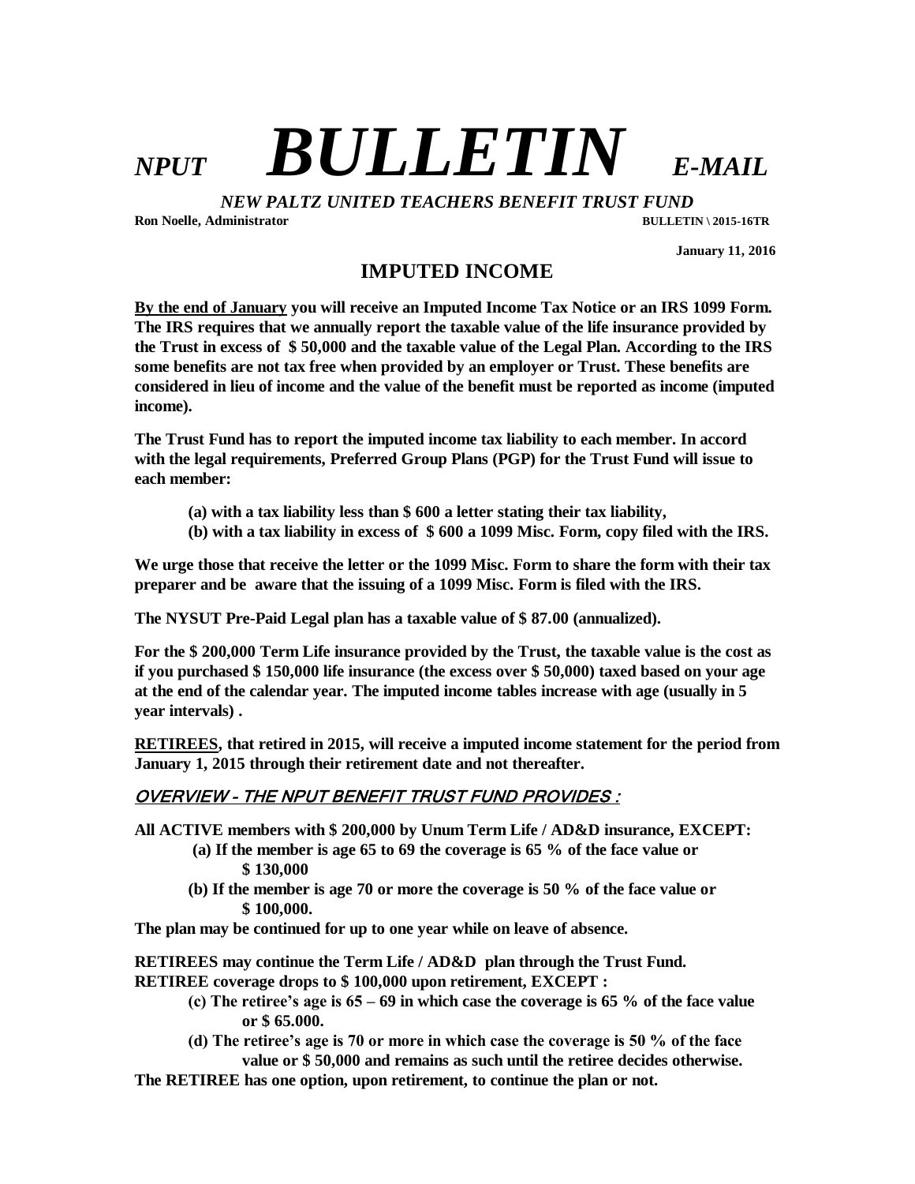# *NPUT* ***BULLETIN*** *E-MAIL*

***NEW PALTZ UNITED TEACHERS BENEFIT TRUST FUND***

**Ron Noelle, Administrator** **BULLETIN \ 2015-16TR**

**January 11, 2016**

## IMPUTED INCOME

**By the end of January you will receive an Imputed Income Tax Notice or an IRS 1099 Form. The IRS requires that we annually report the taxable value of the life insurance provided by the Trust in excess of $ 50,000 and the taxable value of the Legal Plan. According to the IRS some benefits are not tax free when provided by an employer or Trust. These benefits are considered in lieu of income and the value of the benefit must be reported as income (imputed income).**

**The Trust Fund has to report the imputed income tax liability to each member. In accord with the legal requirements, Preferred Group Plans (PGP) for the Trust Fund will issue to each member:**

**(a) with a tax liability less than $ 600 a letter stating their tax liability,**
**(b) with a tax liability in excess of $ 600 a 1099 Misc. Form, copy filed with the IRS.**

**We urge those that receive the letter or the 1099 Misc. Form to share the form with their tax preparer and be aware that the issuing of a 1099 Misc. Form is filed with the IRS.**

**The NYSUT Pre-Paid Legal plan has a taxable value of $ 87.00 (annualized).**

**For the $ 200,000 Term Life insurance provided by the Trust, the taxable value is the cost as if you purchased $ 150,000 life insurance (the excess over $ 50,000) taxed based on your age at the end of the calendar year. The imputed income tables increase with age (usually in 5 year intervals) .**

**RETIREES, that retired in 2015, will receive a imputed income statement for the period from January 1, 2015 through their retirement date and not thereafter.**

### OVERVIEW - THE NPUT BENEFIT TRUST FUND PROVIDES :

**All ACTIVE members with $ 200,000 by Unum Term Life / AD&D insurance, EXCEPT:**

**(a) If the member is age 65 to 69 the coverage is 65 % of the face value or $ 130,000**
**(b) If the member is age 70 or more the coverage is 50 % of the face value or $ 100,000.**

**The plan may be continued for up to one year while on leave of absence.**

**RETIREES may continue the Term Life / AD&D plan through the Trust Fund.**
**RETIREE coverage drops to $ 100,000 upon retirement, EXCEPT :**

**(c) The retiree's age is 65 – 69 in which case the coverage is 65 % of the face value or $ 65.000.**
**(d) The retiree's age is 70 or more in which case the coverage is 50 % of the face value or $ 50,000 and remains as such until the retiree decides otherwise.**

**The RETIREE has one option, upon retirement, to continue the plan or not.**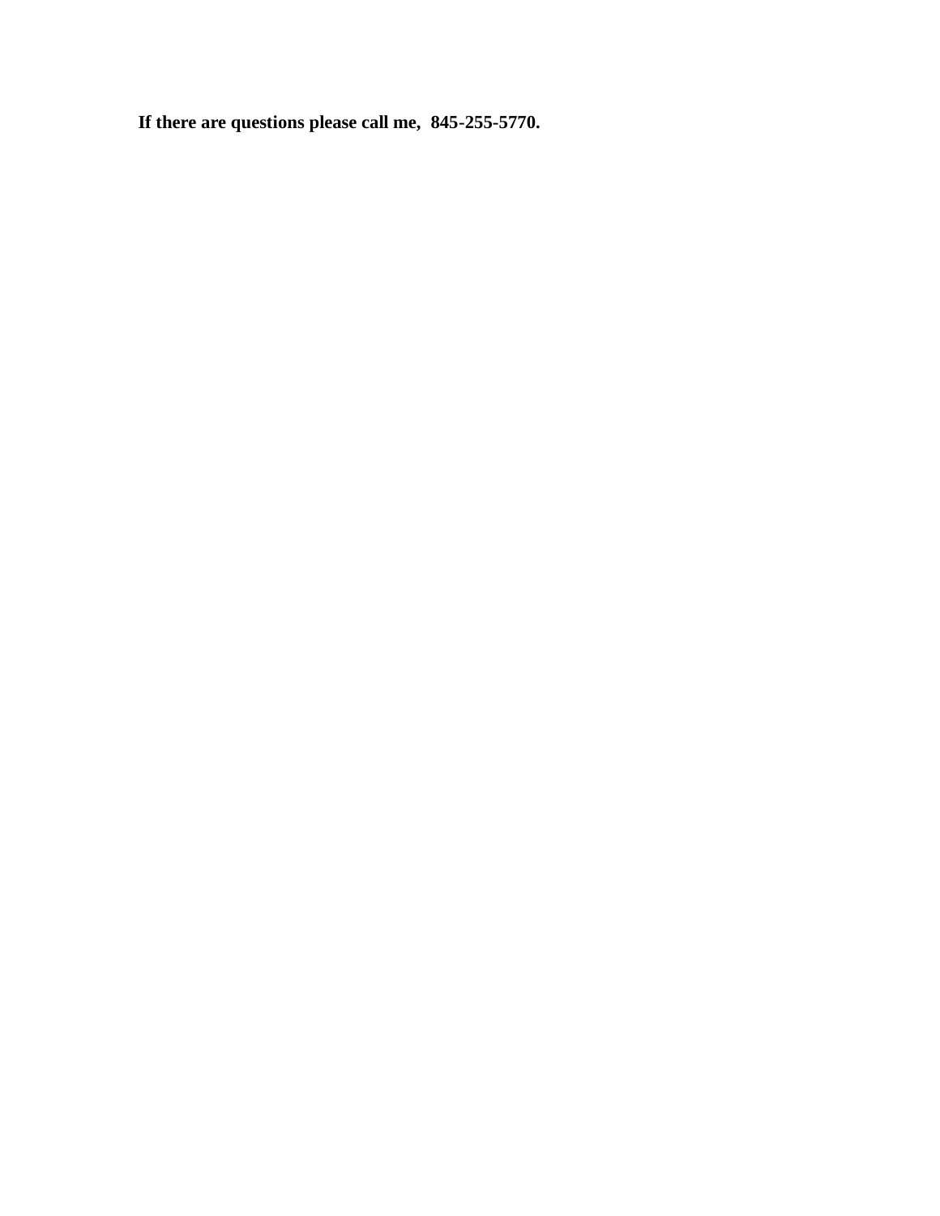**If there are questions please call me, 845-255-5770.**